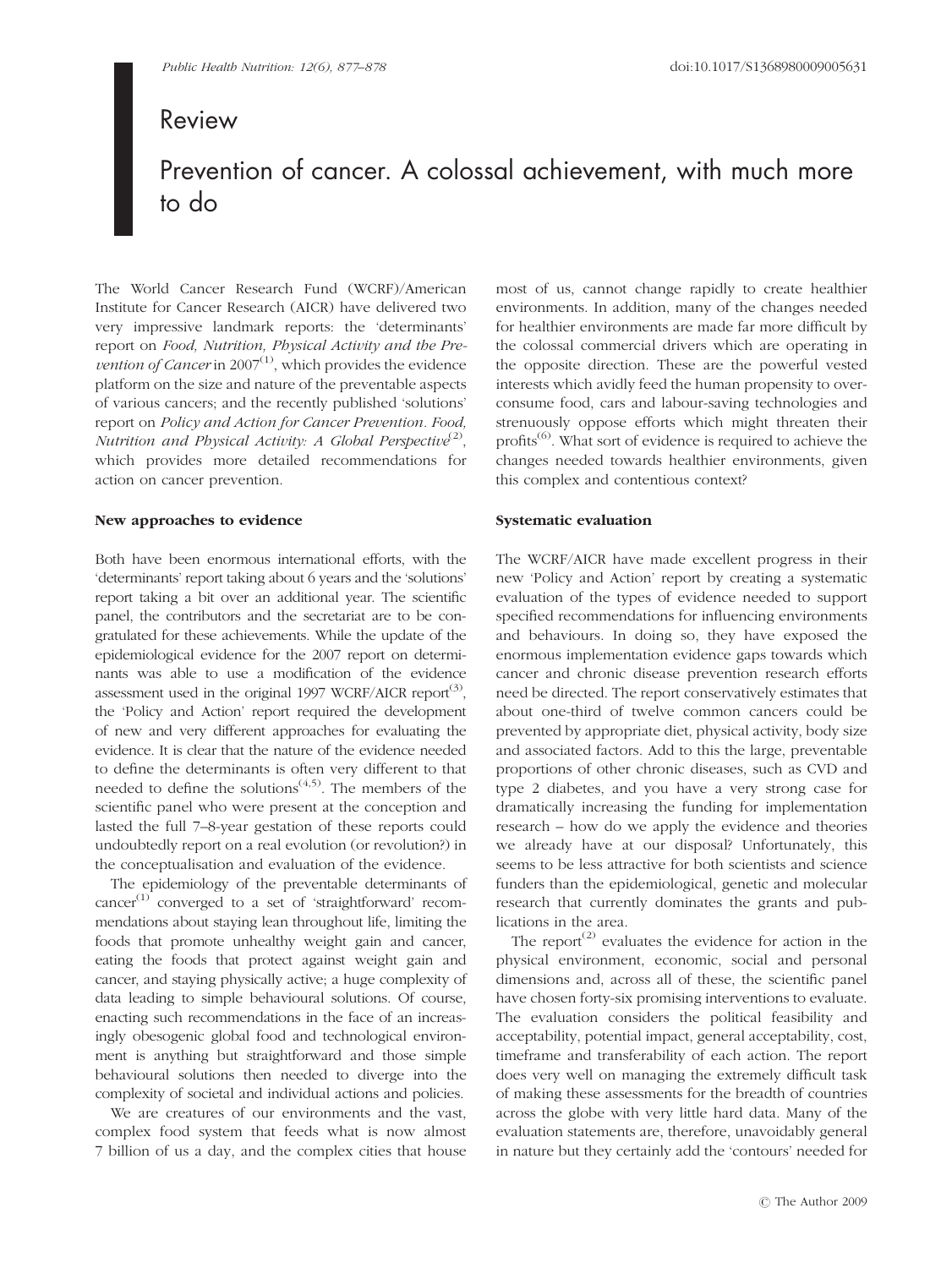Review

# Prevention of cancer. A colossal achievement, with much more to do

The World Cancer Research Fund (WCRF)/American Institute for Cancer Research (AICR) have delivered two very impressive landmark reports: the 'determinants' report on *Food, Nutrition, Physical Activity and the Prevention of Cancer* in 2007[1], which provides the evidence platform on the size and nature of the preventable aspects of various cancers; and the recently published 'solutions' report on *Policy and Action for Cancer Prevention. Food, Nutrition and Physical Activity: A Global Perspective*[2], which provides more detailed recommendations for action on cancer prevention.

### New approaches to evidence

Both have been enormous international efforts, with the 'determinants' report taking about 6 years and the 'solutions' report taking a bit over an additional year. The scientific panel, the contributors and the secretariat are to be congratulated for these achievements. While the update of the epidemiological evidence for the 2007 report on determinants was able to use a modification of the evidence assessment used in the original 1997 WCRF/AICR report[3], the 'Policy and Action' report required the development of new and very different approaches for evaluating the evidence. It is clear that the nature of the evidence needed to define the determinants is often very different to that needed to define the solutions[4,5]. The members of the scientific panel who were present at the conception and lasted the full 7–8-year gestation of these reports could undoubtedly report on a real evolution (or revolution?) in the conceptualisation and evaluation of the evidence.

The epidemiology of the preventable determinants of cancer[1] converged to a set of 'straightforward' recommendations about staying lean throughout life, limiting the foods that promote unhealthy weight gain and cancer, eating the foods that protect against weight gain and cancer, and staying physically active; a huge complexity of data leading to simple behavioural solutions. Of course, enacting such recommendations in the face of an increasingly obesogenic global food and technological environment is anything but straightforward and those simple behavioural solutions then needed to diverge into the complexity of societal and individual actions and policies.

We are creatures of our environments and the vast, complex food system that feeds what is now almost 7 billion of us a day, and the complex cities that house most of us, cannot change rapidly to create healthier environments. In addition, many of the changes needed for healthier environments are made far more difficult by the colossal commercial drivers which are operating in the opposite direction. These are the powerful vested interests which avidly feed the human propensity to over-consume food, cars and labour-saving technologies and strenuously oppose efforts which might threaten their profits[6]. What sort of evidence is required to achieve the changes needed towards healthier environments, given this complex and contentious context?

### Systematic evaluation

The WCRF/AICR have made excellent progress in their new 'Policy and Action' report by creating a systematic evaluation of the types of evidence needed to support specified recommendations for influencing environments and behaviours. In doing so, they have exposed the enormous implementation evidence gaps towards which cancer and chronic disease prevention research efforts need be directed. The report conservatively estimates that about one-third of twelve common cancers could be prevented by appropriate diet, physical activity, body size and associated factors. Add to this the large, preventable proportions of other chronic diseases, such as CVD and type 2 diabetes, and you have a very strong case for dramatically increasing the funding for implementation research – how do we apply the evidence and theories we already have at our disposal? Unfortunately, this seems to be less attractive for both scientists and science funders than the epidemiological, genetic and molecular research that currently dominates the grants and publications in the area.

The report[2] evaluates the evidence for action in the physical environment, economic, social and personal dimensions and, across all of these, the scientific panel have chosen forty-six promising interventions to evaluate. The evaluation considers the political feasibility and acceptability, potential impact, general acceptability, cost, timeframe and transferability of each action. The report does very well on managing the extremely difficult task of making these assessments for the breadth of countries across the globe with very little hard data. Many of the evaluation statements are, therefore, unavoidably general in nature but they certainly add the 'contours' needed for

© The Author 2009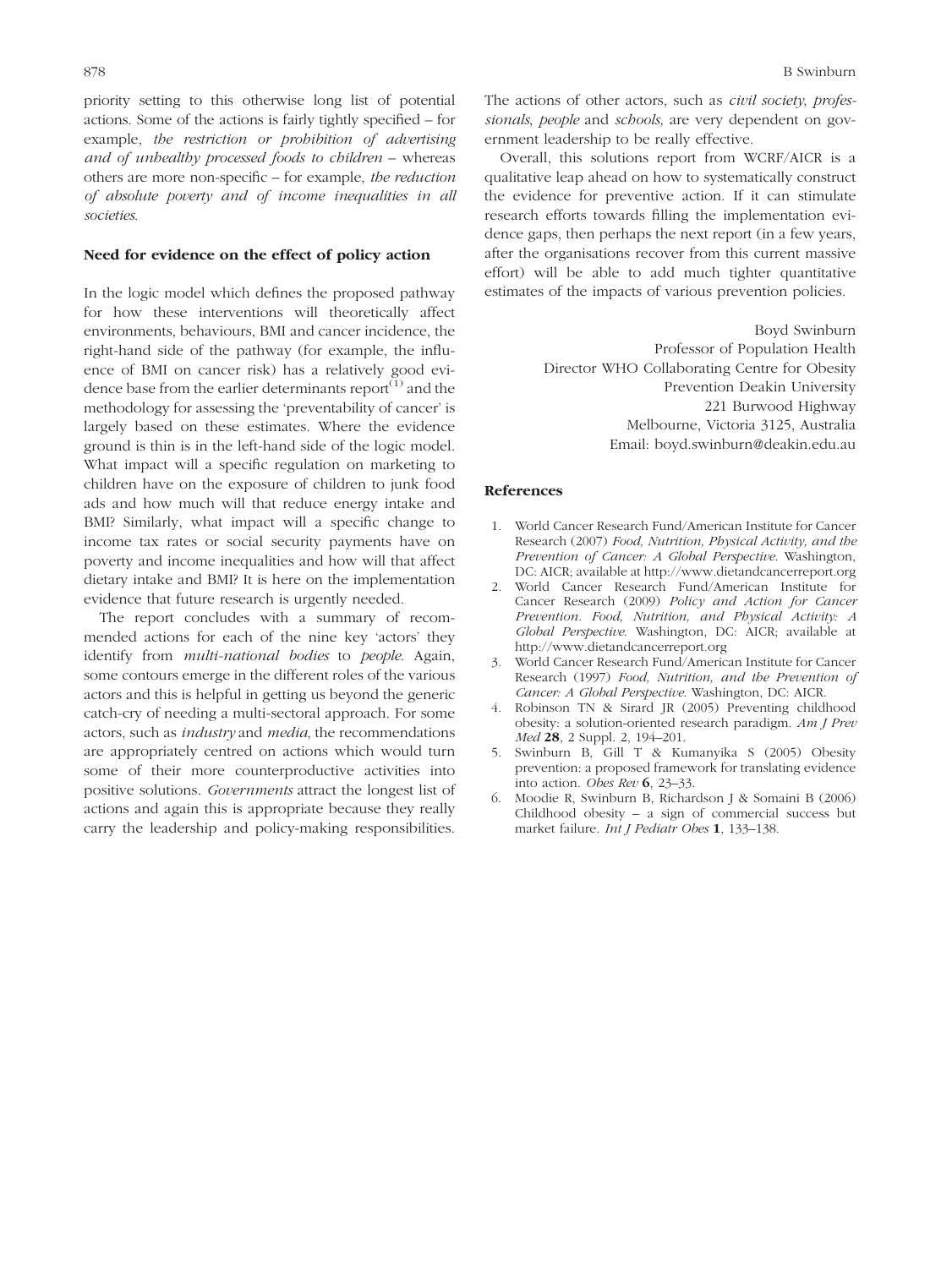priority setting to this otherwise long list of potential actions. Some of the actions is fairly tightly specified – for example, *the restriction or prohibition of advertising and of unhealthy processed foods to children* – whereas others are more non-specific – for example, *the reduction of absolute poverty and of income inequalities in all societies*.

### Need for evidence on the effect of policy action

In the logic model which defines the proposed pathway for how these interventions will theoretically affect environments, behaviours, BMI and cancer incidence, the right-hand side of the pathway (for example, the influence of BMI on cancer risk) has a relatively good evidence base from the earlier determinants report[1] and the methodology for assessing the 'preventability of cancer' is largely based on these estimates. Where the evidence ground is thin is in the left-hand side of the logic model. What impact will a specific regulation on marketing to children have on the exposure of children to junk food ads and how much will that reduce energy intake and BMI? Similarly, what impact will a specific change to income tax rates or social security payments have on poverty and income inequalities and how will that affect dietary intake and BMI? It is here on the implementation evidence that future research is urgently needed.

The report concludes with a summary of recommended actions for each of the nine key 'actors' they identify from *multi-national bodies* to *people*. Again, some contours emerge in the different roles of the various actors and this is helpful in getting us beyond the generic catch-cry of needing a multi-sectoral approach. For some actors, such as *industry* and *media*, the recommendations are appropriately centred on actions which would turn some of their more counterproductive activities into positive solutions. *Governments* attract the longest list of actions and again this is appropriate because they really carry the leadership and policy-making responsibilities. The actions of other actors, such as *civil society*, *professionals*, *people* and *schools*, are very dependent on government leadership to be really effective.

Overall, this solutions report from WCRF/AICR is a qualitative leap ahead on how to systematically construct the evidence for preventive action. If it can stimulate research efforts towards filling the implementation evidence gaps, then perhaps the next report (in a few years, after the organisations recover from this current massive effort) will be able to add much tighter quantitative estimates of the impacts of various prevention policies.

Boyd Swinburn
Professor of Population Health
Director WHO Collaborating Centre for Obesity
Prevention Deakin University
221 Burwood Highway
Melbourne, Victoria 3125, Australia
Email: boyd.swinburn@deakin.edu.au

### References

1. World Cancer Research Fund/American Institute for Cancer Research (2007) *Food, Nutrition, Physical Activity, and the Prevention of Cancer: A Global Perspective*. Washington, DC: AICR; available at http://www.dietandcancerreport.org
2. World Cancer Research Fund/American Institute for Cancer Research (2009) *Policy and Action for Cancer Prevention. Food, Nutrition, and Physical Activity: A Global Perspective*. Washington, DC: AICR; available at http://www.dietandcancerreport.org
3. World Cancer Research Fund/American Institute for Cancer Research (1997) *Food, Nutrition, and the Prevention of Cancer: A Global Perspective*. Washington, DC: AICR.
4. Robinson TN & Sirard JR (2005) Preventing childhood obesity: a solution-oriented research paradigm. *Am J Prev Med* **28**, 2 Suppl. 2, 194–201.
5. Swinburn B, Gill T & Kumanyika S (2005) Obesity prevention: a proposed framework for translating evidence into action. *Obes Rev* **6**, 23–33.
6. Moodie R, Swinburn B, Richardson J & Somaini B (2006) Childhood obesity – a sign of commercial success but market failure. *Int J Pediatr Obes* **1**, 133–138.